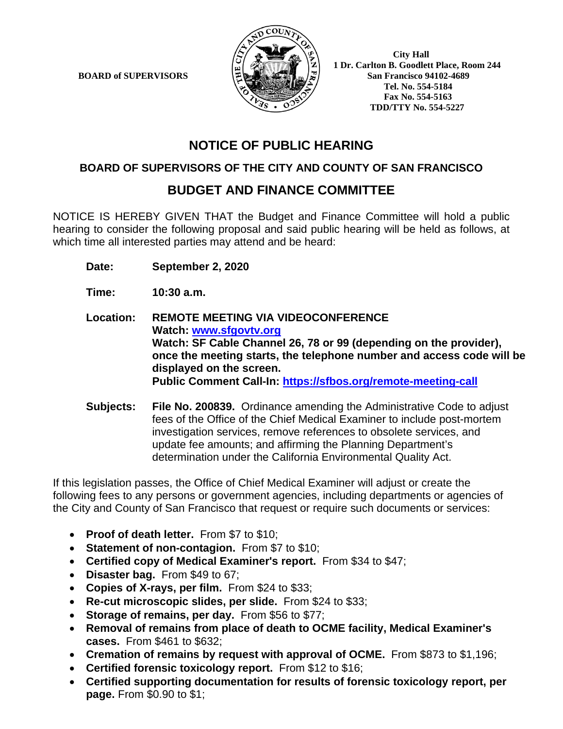**BOARD of SUPERVISORS**

**City Hall**
**1 Dr. Carlton B. Goodlett Place, Room 244**
**San Francisco 94102-4689**
**Tel. No. 554-5184**
**Fax No. 554-5163**
**TDD/TTY No. 554-5227**

# NOTICE OF PUBLIC HEARING

## BOARD OF SUPERVISORS OF THE CITY AND COUNTY OF SAN FRANCISCO

## BUDGET AND FINANCE COMMITTEE

NOTICE IS HEREBY GIVEN THAT the Budget and Finance Committee will hold a public hearing to consider the following proposal and said public hearing will be held as follows, at which time all interested parties may attend and be heard:

**Date:** **September 2, 2020**

**Time:** **10:30 a.m.**

**Location:** **REMOTE MEETING VIA VIDEOCONFERENCE**
**Watch: [www.sfgovtv.org](www.sfgovtv.org)**
**Watch: SF Cable Channel 26, 78 or 99 (depending on the provider), once the meeting starts, the telephone number and access code will be displayed on the screen.**
**Public Comment Call-In: [https://sfbos.org/remote-meeting-call](https://sfbos.org/remote-meeting-call)**

**Subjects:** **File No. 200839.** Ordinance amending the Administrative Code to adjust fees of the Office of the Chief Medical Examiner to include post-mortem investigation services, remove references to obsolete services, and update fee amounts; and affirming the Planning Department's determination under the California Environmental Quality Act.

If this legislation passes, the Office of Chief Medical Examiner will adjust or create the following fees to any persons or government agencies, including departments or agencies of the City and County of San Francisco that request or require such documents or services:

- **Proof of death letter.** From $7 to $10;
- **Statement of non-contagion.** From $7 to $10;
- **Certified copy of Medical Examiner's report.** From $34 to $47;
- **Disaster bag.** From $49 to 67;
- **Copies of X-rays, per film.** From $24 to $33;
- **Re-cut microscopic slides, per slide.** From $24 to $33;
- **Storage of remains, per day.** From $56 to $77;
- **Removal of remains from place of death to OCME facility, Medical Examiner's cases.** From $461 to $632;
- **Cremation of remains by request with approval of OCME.** From $873 to $1,196;
- **Certified forensic toxicology report.** From $12 to $16;
- **Certified supporting documentation for results of forensic toxicology report, per page.** From $0.90 to $1;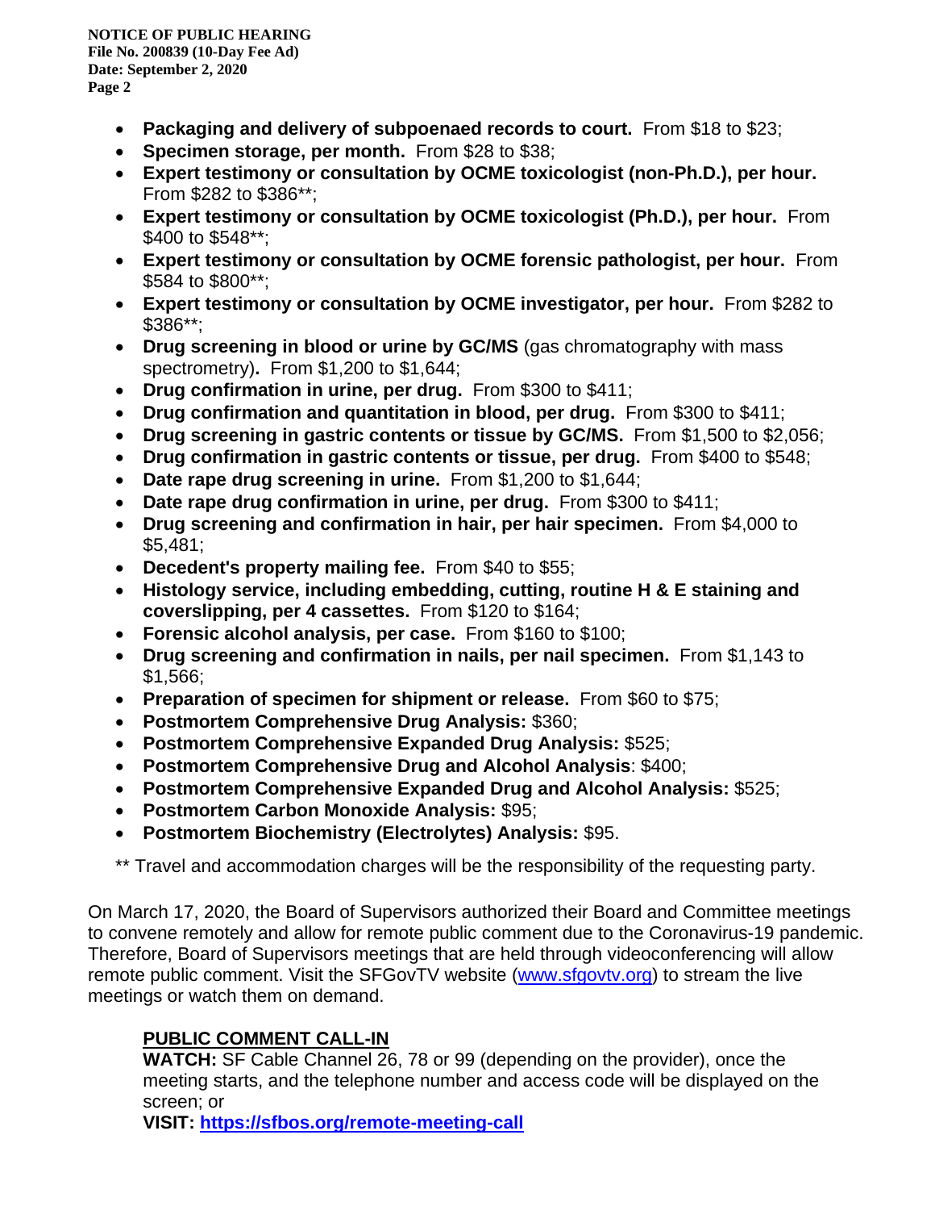- **Packaging and delivery of subpoenaed records to court.** From $18 to $23;
- **Specimen storage, per month.** From $28 to $38;
- **Expert testimony or consultation by OCME toxicologist (non-Ph.D.), per hour.** From $282 to $386**;
- **Expert testimony or consultation by OCME toxicologist (Ph.D.), per hour.** From $400 to $548**;
- **Expert testimony or consultation by OCME forensic pathologist, per hour.** From $584 to $800**;
- **Expert testimony or consultation by OCME investigator, per hour.** From $282 to $386**;
- **Drug screening in blood or urine by GC/MS** (gas chromatography with mass spectrometry)**.** From $1,200 to $1,644;
- **Drug confirmation in urine, per drug.** From $300 to $411;
- **Drug confirmation and quantitation in blood, per drug.** From $300 to $411;
- **Drug screening in gastric contents or tissue by GC/MS.** From $1,500 to $2,056;
- **Drug confirmation in gastric contents or tissue, per drug.** From $400 to $548;
- **Date rape drug screening in urine.** From $1,200 to $1,644;
- **Date rape drug confirmation in urine, per drug.** From $300 to $411;
- **Drug screening and confirmation in hair, per hair specimen.** From $4,000 to $5,481;
- **Decedent's property mailing fee.** From $40 to $55;
- **Histology service, including embedding, cutting, routine H & E staining and coverslipping, per 4 cassettes.** From $120 to $164;
- **Forensic alcohol analysis, per case.** From $160 to $100;
- **Drug screening and confirmation in nails, per nail specimen.** From $1,143 to $1,566;
- **Preparation of specimen for shipment or release.** From $60 to $75;
- **Postmortem Comprehensive Drug Analysis:** $360;
- **Postmortem Comprehensive Expanded Drug Analysis:** $525;
- **Postmortem Comprehensive Drug and Alcohol Analysis**: $400;
- **Postmortem Comprehensive Expanded Drug and Alcohol Analysis:** $525;
- **Postmortem Carbon Monoxide Analysis:** $95;
- **Postmortem Biochemistry (Electrolytes) Analysis:** $95.

** Travel and accommodation charges will be the responsibility of the requesting party.

On March 17, 2020, the Board of Supervisors authorized their Board and Committee meetings to convene remotely and allow for remote public comment due to the Coronavirus-19 pandemic. Therefore, Board of Supervisors meetings that are held through videoconferencing will allow remote public comment. Visit the SFGovTV website (www.sfgovtv.org) to stream the live meetings or watch them on demand.

**PUBLIC COMMENT CALL-IN**

**WATCH:** SF Cable Channel 26, 78 or 99 (depending on the provider), once the meeting starts, and the telephone number and access code will be displayed on the screen; or

**VISIT: https://sfbos.org/remote-meeting-call**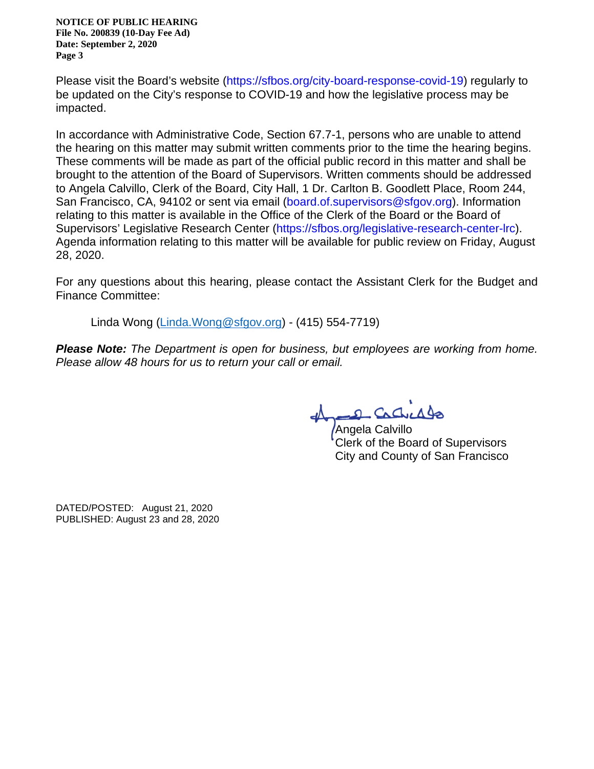Please visit the Board's website (https://sfbos.org/city-board-response-covid-19) regularly to be updated on the City's response to COVID-19 and how the legislative process may be impacted.

In accordance with Administrative Code, Section 67.7-1, persons who are unable to attend the hearing on this matter may submit written comments prior to the time the hearing begins. These comments will be made as part of the official public record in this matter and shall be brought to the attention of the Board of Supervisors. Written comments should be addressed to Angela Calvillo, Clerk of the Board, City Hall, 1 Dr. Carlton B. Goodlett Place, Room 244, San Francisco, CA, 94102 or sent via email (board.of.supervisors@sfgov.org). Information relating to this matter is available in the Office of the Clerk of the Board or the Board of Supervisors' Legislative Research Center (https://sfbos.org/legislative-research-center-lrc). Agenda information relating to this matter will be available for public review on Friday, August 28, 2020.

For any questions about this hearing, please contact the Assistant Clerk for the Budget and Finance Committee:

Linda Wong (Linda.Wong@sfgov.org) - (415) 554-7719)

***Please Note:*** *The Department is open for business, but employees are working from home. Please allow 48 hours for us to return your call or email.*

Angela Calvillo
Clerk of the Board of Supervisors
City and County of San Francisco

DATED/POSTED: August 21, 2020
PUBLISHED: August 23 and 28, 2020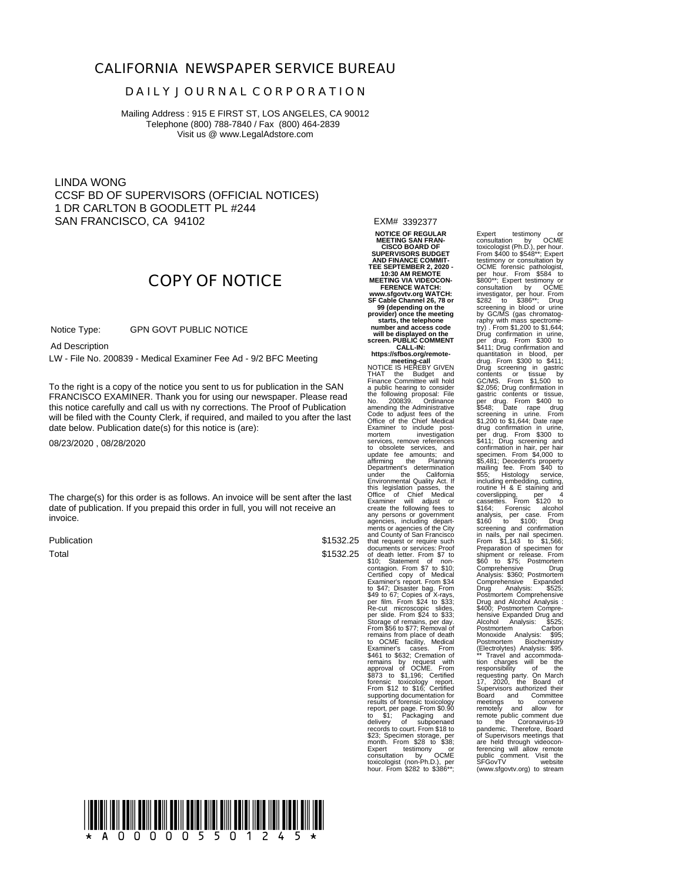# CALIFORNIA NEWSPAPER SERVICE BUREAU

## DAILY JOURNAL CORPORATION

Mailing Address : 915 E FIRST ST, LOS ANGELES, CA 90012
Telephone (800) 788-7840 / Fax (800) 464-2839
Visit us @ www.LegalAdstore.com

LINDA WONG
CCSF BD OF SUPERVISORS (OFFICIAL NOTICES)
1 DR CARLTON B GOODLETT PL #244
SAN FRANCISCO, CA 94102

EXM# 3392377

## COPY OF NOTICE

Notice Type: GPN GOVT PUBLIC NOTICE

Ad Description

LW - File No. 200839 - Medical Examiner Fee Ad - 9/2 BFC Meeting

To the right is a copy of the notice you sent to us for publication in the SAN FRANCISCO EXAMINER. Thank you for using our newspaper. Please read this notice carefully and call us with ny corrections. The Proof of Publication will be filed with the County Clerk, if required, and mailed to you after the last date below. Publication date(s) for this notice is (are):

08/23/2020 , 08/28/2020

The charge(s) for this order is as follows. An invoice will be sent after the last date of publication. If you prepaid this order in full, you will not receive an invoice.

| | |
|---|---|
| Publication | $1532.25 |
| Total | $1532.25 |

**NOTICE OF REGULAR MEETING SAN FRANCISCO BOARD OF SUPERVISORS BUDGET AND FINANCE COMMITTEE SEPTEMBER 2, 2020 - 10:30 AM REMOTE MEETING VIA VIDEOCONFERENCE WATCH: www.sfgovtv.org WATCH: SF Cable Channel 26, 78 or 99 (depending on the provider) once the meeting starts, the telephone number and access code will be displayed on the screen. PUBLIC COMMENT CALL-IN: https://sfbos.org/remote-meeting-call**

NOTICE IS HEREBY GIVEN THAT the Budget and Finance Committee will hold a public hearing to consider the following proposal: File No. 200839. Ordinance amending the Administrative Code to adjust fees of the Office of the Chief Medical Examiner to include post-mortem investigation services, remove references to obsolete services, and update fee amounts; and affirming the Planning Department's determination under the California Environmental Quality Act. If this legislation passes, the Office of Chief Medical Examiner will adjust or create the following fees to any persons or government agencies, including departments or agencies of the City and County of San Francisco that request or require such documents or services: Proof of death letter. From $7 to $10; Statement of non-contagion. From $7 to $10; Certified copy of Medical Examiner's report. From $34 to $47; Disaster bag. From $49 to 67; Copies of X-rays, per film. From $24 to $33; Re-cut microscopic slides, per slide. From $24 to $33; Storage of remains, per day. From $56 to $77; Removal of remains from place of death to OCME facility, Medical Examiner's cases. From $461 to $632; Cremation of remains by request with approval of OCME. From $873 to $1,196; Certified forensic toxicology report. From $12 to $16; Certified supporting documentation for results of forensic toxicology report, per page. From $0.90 to $1; Packaging and delivery of subpoenaed records to court. From $18 to $23; Specimen storage, per month. From $28 to $38; Expert testimony or consultation by OCME toxicologist (non-Ph.D.), per hour. From $282 to $386**; Expert testimony or consultation by OCME toxicologist (Ph.D.), per hour. From $400 to $548**; Expert testimony or consultation by OCME forensic pathologist, per hour. From $584 to $800**; Expert testimony or consultation by OCME investigator, per hour. From $282 to $386**; Drug screening in blood or urine by GC/MS (gas chromatography with mass spectrometry) . From $1,200 to $1,644; Drug confirmation in urine, per drug. From $300 to $411; Drug confirmation and quantitation in blood, per drug. From $300 to $411; Drug screening in gastric contents or tissue by GC/MS. From $1,500 to $2,056; Drug confirmation in gastric contents or tissue, per drug. From $400 to $548; Date rape drug screening in urine. From $1,200 to $1,644; Date rape drug confirmation in urine, per drug. From $300 to $411; Drug screening and confirmation in hair, per hair specimen. From $4,000 to $5,481; Decedent's property mailing fee. From $40 to $55; Histology service, including embedding, cutting, routine H & E staining and coverslipping, per 4 cassettes. From $120 to $164; Forensic alcohol analysis, per case. From $160 to $100; Drug screening and confirmation in nails, per nail specimen. From $1,143 to $1,566; Preparation of specimen for shipment or release. From $60 to $75; Postmortem Comprehensive Drug Analysis: $360; Postmortem Comprehensive Expanded Drug Analysis: $525; Postmortem Comprehensive Drug and Alcohol Analysis : $400; Postmortem Comprehensive Expanded Drug and Alcohol Analysis: $525; Postmortem Carbon Monoxide Analysis: $95; Postmortem Biochemistry (Electrolytes) Analysis: $95. ** Travel and accommodation charges will be the responsibility of the requesting party. On March 17, 2020, the Board of Supervisors authorized their Board and Committee meetings to convene remotely and allow for remote public comment due to the Coronavirus-19 pandemic. Therefore, Board of Supervisors meetings that are held through videoconferencing will allow remote public comment. Visit the SFGovTV website (www.sfgovtv.org) to stream

\* A 0 0 0 0 0 5 5 0 1 2 4 5 \*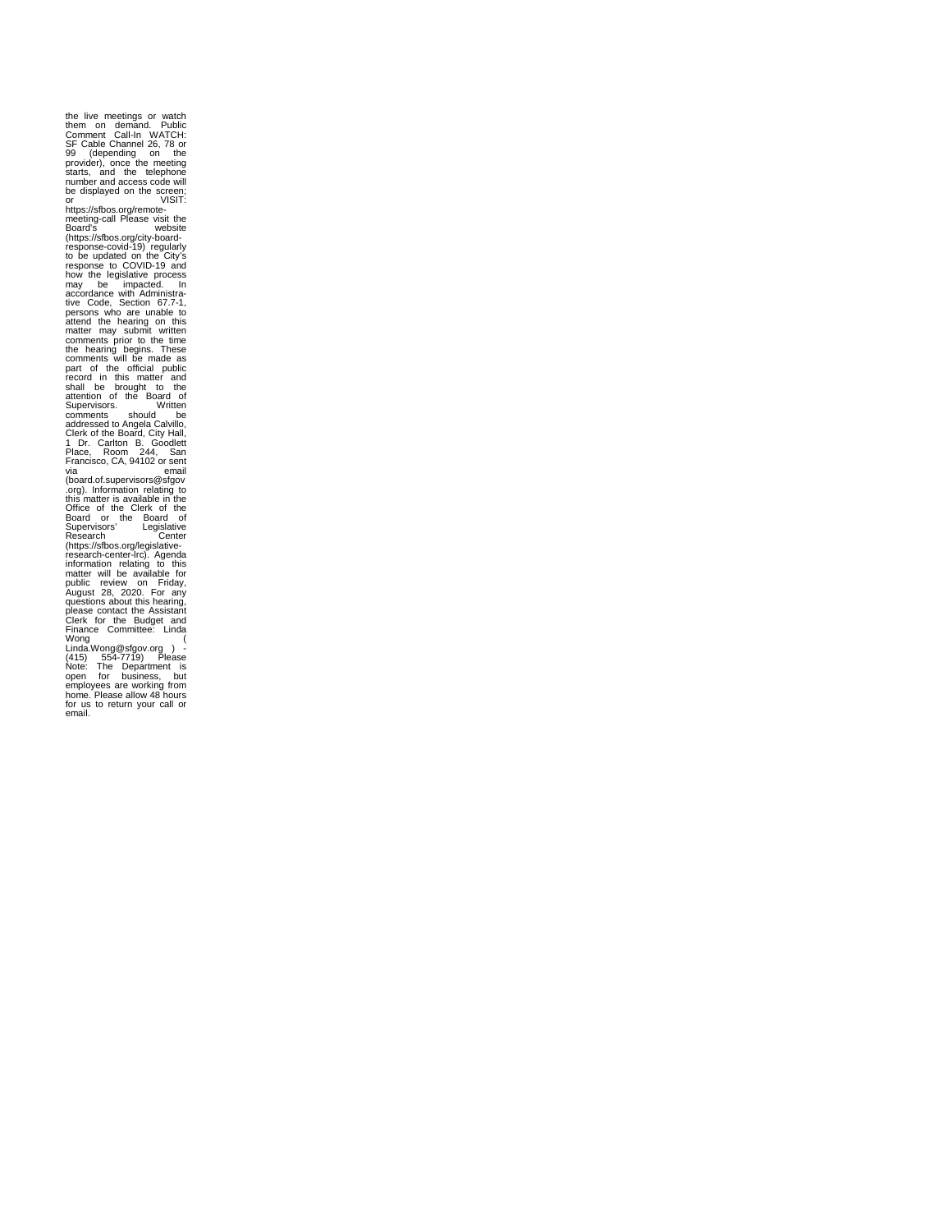the live meetings or watch them on demand. Public Comment Call-In WATCH: SF Cable Channel 26, 78 or 99 (depending on the provider), once the meeting starts, and the telephone number and access code will be displayed on the screen; or VISIT: https://sfbos.org/remote-meeting-call Please visit the Board's website (https://sfbos.org/city-board-response-covid-19) regularly to be updated on the City's response to COVID-19 and how the legislative process may be impacted. In accordance with Administrative Code, Section 67.7-1, persons who are unable to attend the hearing on this matter may submit written comments prior to the time the hearing begins. These comments will be made as part of the official public record in this matter and shall be brought to the attention of the Board of Supervisors. Written comments should be addressed to Angela Calvillo, Clerk of the Board, City Hall, 1 Dr. Carlton B. Goodlett Place, Room 244, San Francisco, CA, 94102 or sent via email (board.of.supervisors@sfgov.org). Information relating to this matter is available in the Office of the Clerk of the Board or the Board of Supervisors' Legislative Research Center (https://sfbos.org/legislative-research-center-lrc). Agenda information relating to this matter will be available for public review on Friday, August 28, 2020. For any questions about this hearing, please contact the Assistant Clerk for the Budget and Finance Committee: Linda Wong ( Linda.Wong@sfgov.org ) - (415) 554-7719) Please Note: The Department is open for business, but employees are working from home. Please allow 48 hours for us to return your call or email.